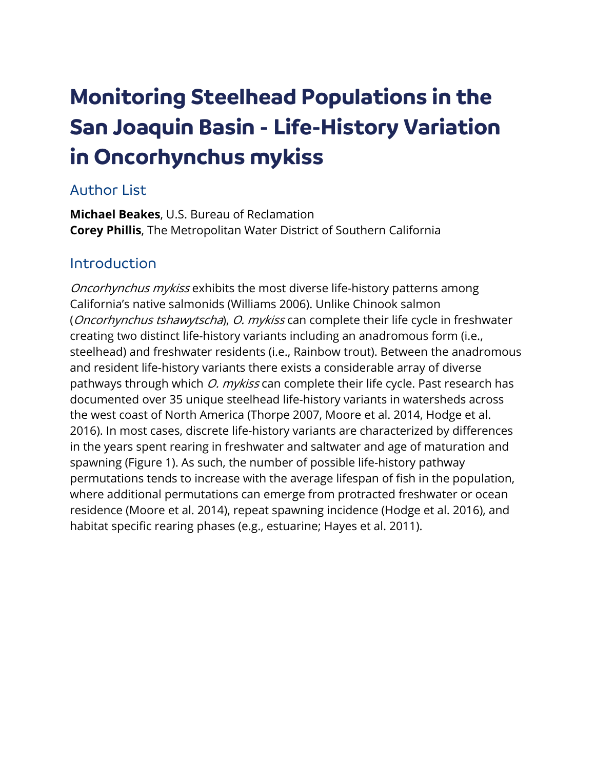# Monitoring Steelhead Populations in the San Joaquin Basin - Life-History Variation in Oncorhynchus mykiss

## Author List

**Michael Beakes**, U.S. Bureau of Reclamation
**Corey Phillis**, The Metropolitan Water District of Southern California

## Introduction

*Oncorhynchus mykiss* exhibits the most diverse life-history patterns among California's native salmonids (Williams 2006). Unlike Chinook salmon (*Oncorhynchus tshawytscha*), *O. mykiss* can complete their life cycle in freshwater creating two distinct life-history variants including an anadromous form (i.e., steelhead) and freshwater residents (i.e., Rainbow trout). Between the anadromous and resident life-history variants there exists a considerable array of diverse pathways through which *O. mykiss* can complete their life cycle. Past research has documented over 35 unique steelhead life-history variants in watersheds across the west coast of North America (Thorpe 2007, Moore et al. 2014, Hodge et al. 2016). In most cases, discrete life-history variants are characterized by differences in the years spent rearing in freshwater and saltwater and age of maturation and spawning (Figure 1). As such, the number of possible life-history pathway permutations tends to increase with the average lifespan of fish in the population, where additional permutations can emerge from protracted freshwater or ocean residence (Moore et al. 2014), repeat spawning incidence (Hodge et al. 2016), and habitat specific rearing phases (e.g., estuarine; Hayes et al. 2011).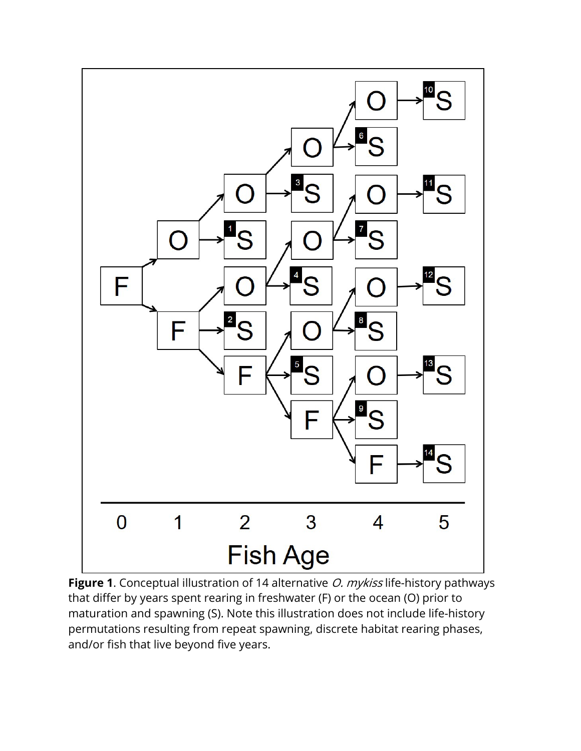F
O
F
O
S
S
F
O
S
O
S
O
S
F
O
S
O
S
O
S
O
S
F
S
S
S
S
S
1
2
3
4
5
6
7
8
9
10
11
12
13
14

0 1 2 3 4 5

Fish Age

**Figure 1**. Conceptual illustration of 14 alternative *O. mykiss* life-history pathways that differ by years spent rearing in freshwater (F) or the ocean (O) prior to maturation and spawning (S). Note this illustration does not include life-history permutations resulting from repeat spawning, discrete habitat rearing phases, and/or fish that live beyond five years.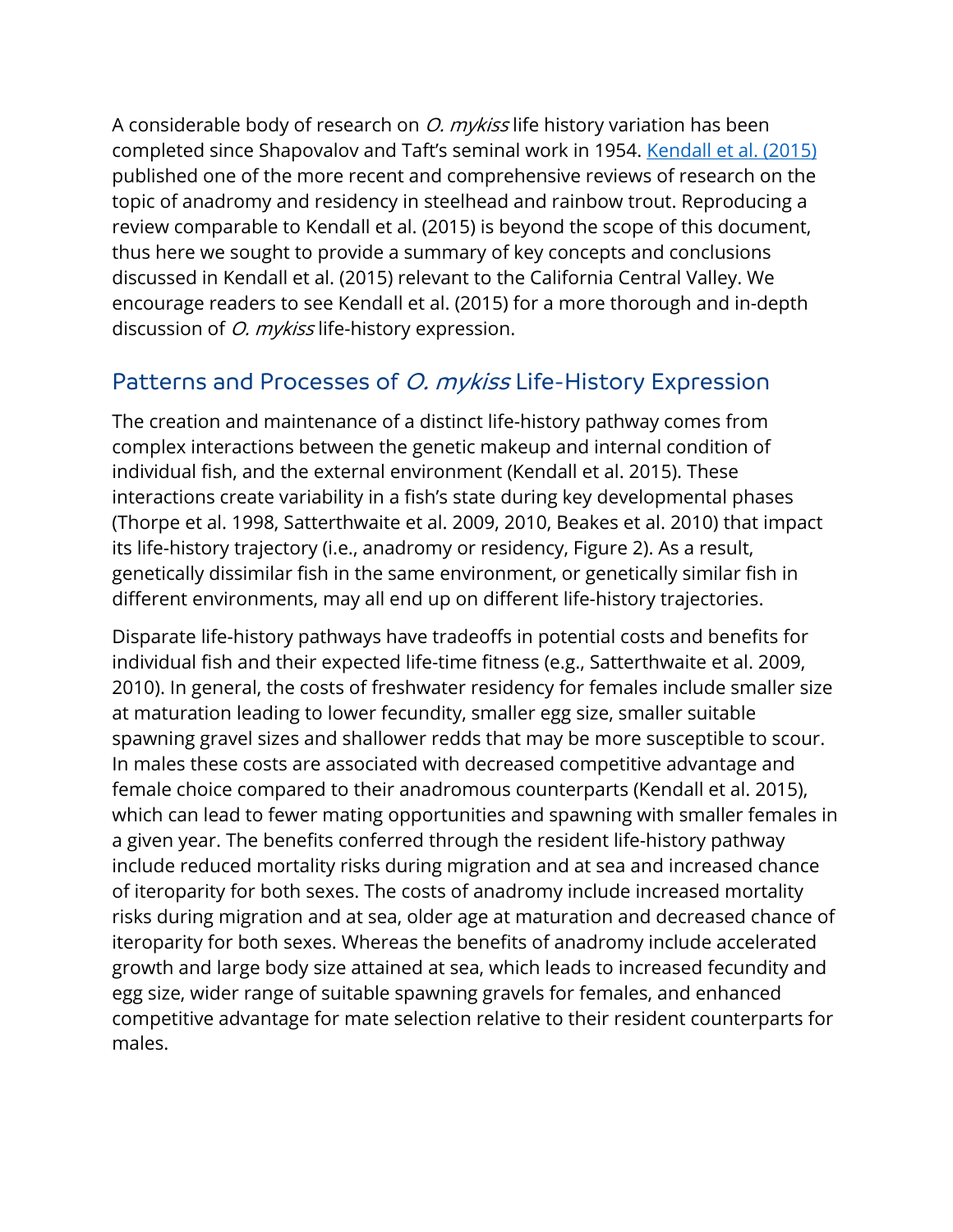A considerable body of research on *O. mykiss* life history variation has been completed since Shapovalov and Taft's seminal work in 1954. [Kendall et al. (2015)](#) published one of the more recent and comprehensive reviews of research on the topic of anadromy and residency in steelhead and rainbow trout. Reproducing a review comparable to Kendall et al. (2015) is beyond the scope of this document, thus here we sought to provide a summary of key concepts and conclusions discussed in Kendall et al. (2015) relevant to the California Central Valley. We encourage readers to see Kendall et al. (2015) for a more thorough and in-depth discussion of *O. mykiss* life-history expression.

## Patterns and Processes of *O. mykiss* Life-History Expression

The creation and maintenance of a distinct life-history pathway comes from complex interactions between the genetic makeup and internal condition of individual fish, and the external environment (Kendall et al. 2015). These interactions create variability in a fish's state during key developmental phases (Thorpe et al. 1998, Satterthwaite et al. 2009, 2010, Beakes et al. 2010) that impact its life-history trajectory (i.e., anadromy or residency, Figure 2). As a result, genetically dissimilar fish in the same environment, or genetically similar fish in different environments, may all end up on different life-history trajectories.

Disparate life-history pathways have tradeoffs in potential costs and benefits for individual fish and their expected life-time fitness (e.g., Satterthwaite et al. 2009, 2010). In general, the costs of freshwater residency for females include smaller size at maturation leading to lower fecundity, smaller egg size, smaller suitable spawning gravel sizes and shallower redds that may be more susceptible to scour. In males these costs are associated with decreased competitive advantage and female choice compared to their anadromous counterparts (Kendall et al. 2015), which can lead to fewer mating opportunities and spawning with smaller females in a given year. The benefits conferred through the resident life-history pathway include reduced mortality risks during migration and at sea and increased chance of iteroparity for both sexes. The costs of anadromy include increased mortality risks during migration and at sea, older age at maturation and decreased chance of iteroparity for both sexes. Whereas the benefits of anadromy include accelerated growth and large body size attained at sea, which leads to increased fecundity and egg size, wider range of suitable spawning gravels for females, and enhanced competitive advantage for mate selection relative to their resident counterparts for males.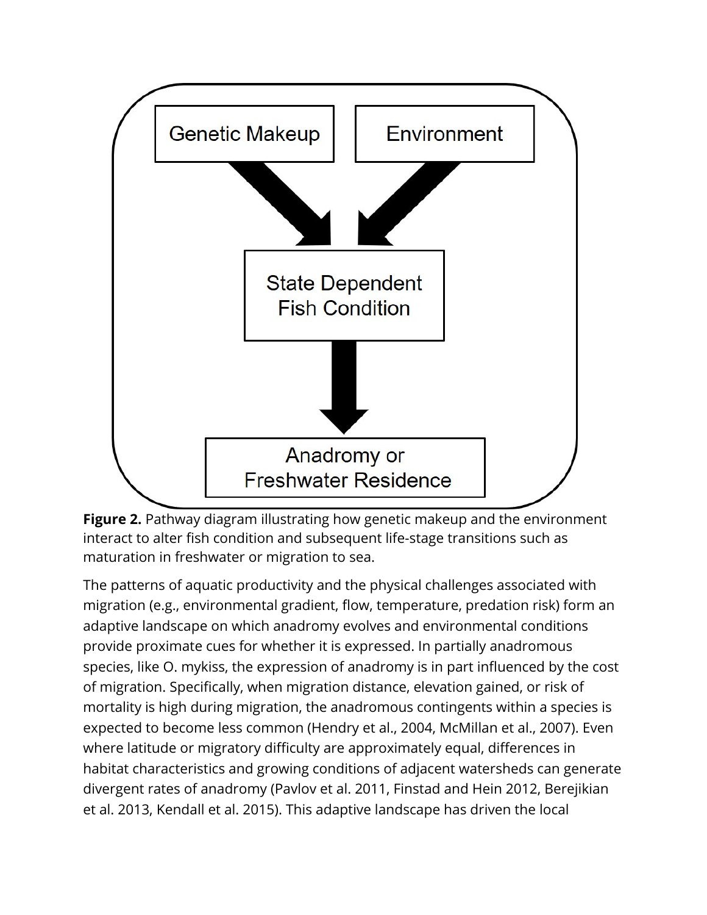Genetic Makeup

Environment

State Dependent Fish Condition

Anadromy or Freshwater Residence

**Figure 2.** Pathway diagram illustrating how genetic makeup and the environment interact to alter fish condition and subsequent life-stage transitions such as maturation in freshwater or migration to sea.

The patterns of aquatic productivity and the physical challenges associated with migration (e.g., environmental gradient, flow, temperature, predation risk) form an adaptive landscape on which anadromy evolves and environmental conditions provide proximate cues for whether it is expressed. In partially anadromous species, like O. mykiss, the expression of anadromy is in part influenced by the cost of migration. Specifically, when migration distance, elevation gained, or risk of mortality is high during migration, the anadromous contingents within a species is expected to become less common (Hendry et al., 2004, McMillan et al., 2007). Even where latitude or migratory difficulty are approximately equal, differences in habitat characteristics and growing conditions of adjacent watersheds can generate divergent rates of anadromy (Pavlov et al. 2011, Finstad and Hein 2012, Berejikian et al. 2013, Kendall et al. 2015). This adaptive landscape has driven the local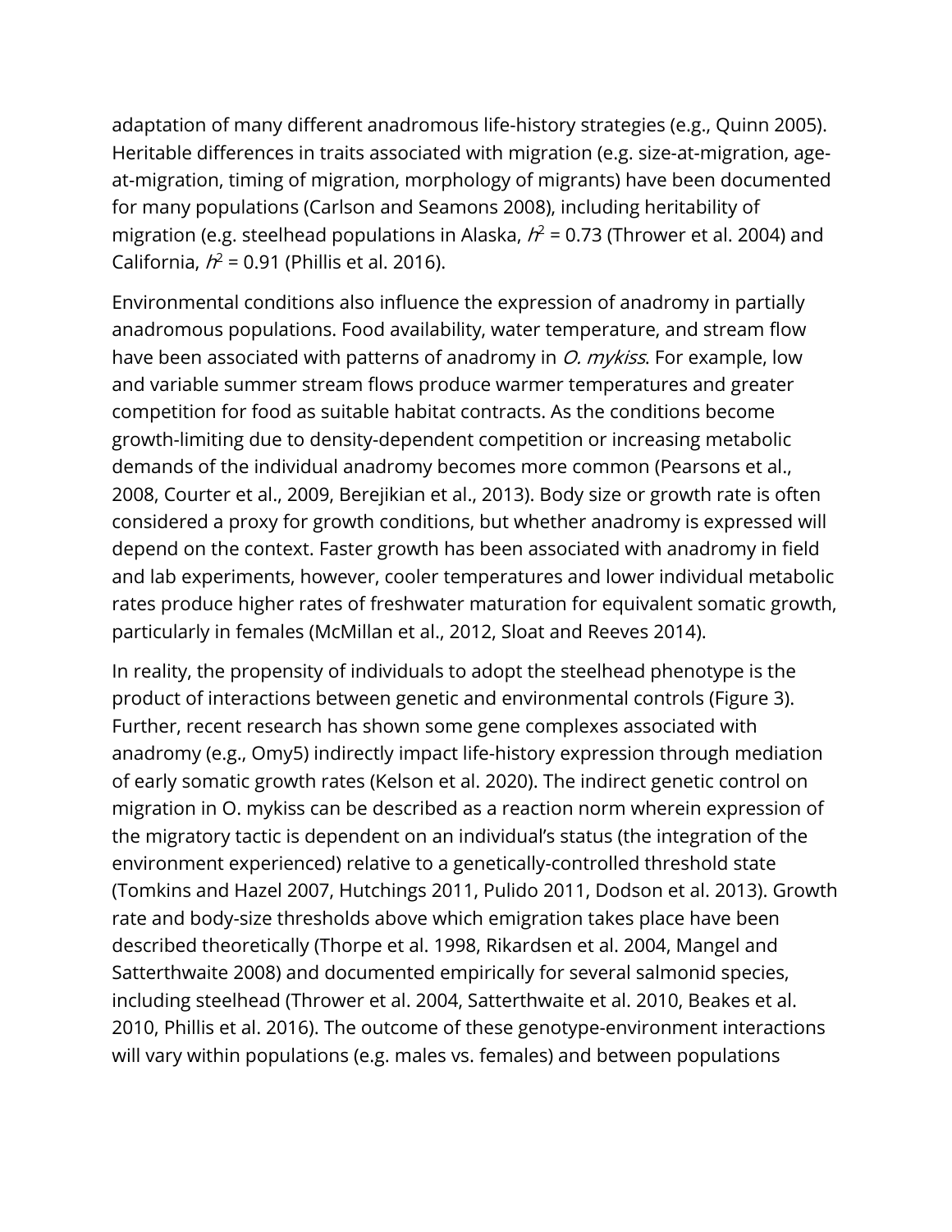adaptation of many different anadromous life-history strategies (e.g., Quinn 2005). Heritable differences in traits associated with migration (e.g. size-at-migration, age-at-migration, timing of migration, morphology of migrants) have been documented for many populations (Carlson and Seamons 2008), including heritability of migration (e.g. steelhead populations in Alaska, $h^2$ = 0.73 (Thrower et al. 2004) and California, $h^2$ = 0.91 (Phillis et al. 2016).

Environmental conditions also influence the expression of anadromy in partially anadromous populations. Food availability, water temperature, and stream flow have been associated with patterns of anadromy in *O. mykiss*. For example, low and variable summer stream flows produce warmer temperatures and greater competition for food as suitable habitat contracts. As the conditions become growth-limiting due to density-dependent competition or increasing metabolic demands of the individual anadromy becomes more common (Pearsons et al., 2008, Courter et al., 2009, Berejikian et al., 2013). Body size or growth rate is often considered a proxy for growth conditions, but whether anadromy is expressed will depend on the context. Faster growth has been associated with anadromy in field and lab experiments, however, cooler temperatures and lower individual metabolic rates produce higher rates of freshwater maturation for equivalent somatic growth, particularly in females (McMillan et al., 2012, Sloat and Reeves 2014).

In reality, the propensity of individuals to adopt the steelhead phenotype is the product of interactions between genetic and environmental controls (Figure 3). Further, recent research has shown some gene complexes associated with anadromy (e.g., Omy5) indirectly impact life-history expression through mediation of early somatic growth rates (Kelson et al. 2020). The indirect genetic control on migration in O. mykiss can be described as a reaction norm wherein expression of the migratory tactic is dependent on an individual's status (the integration of the environment experienced) relative to a genetically-controlled threshold state (Tomkins and Hazel 2007, Hutchings 2011, Pulido 2011, Dodson et al. 2013). Growth rate and body-size thresholds above which emigration takes place have been described theoretically (Thorpe et al. 1998, Rikardsen et al. 2004, Mangel and Satterthwaite 2008) and documented empirically for several salmonid species, including steelhead (Thrower et al. 2004, Satterthwaite et al. 2010, Beakes et al. 2010, Phillis et al. 2016). The outcome of these genotype-environment interactions will vary within populations (e.g. males vs. females) and between populations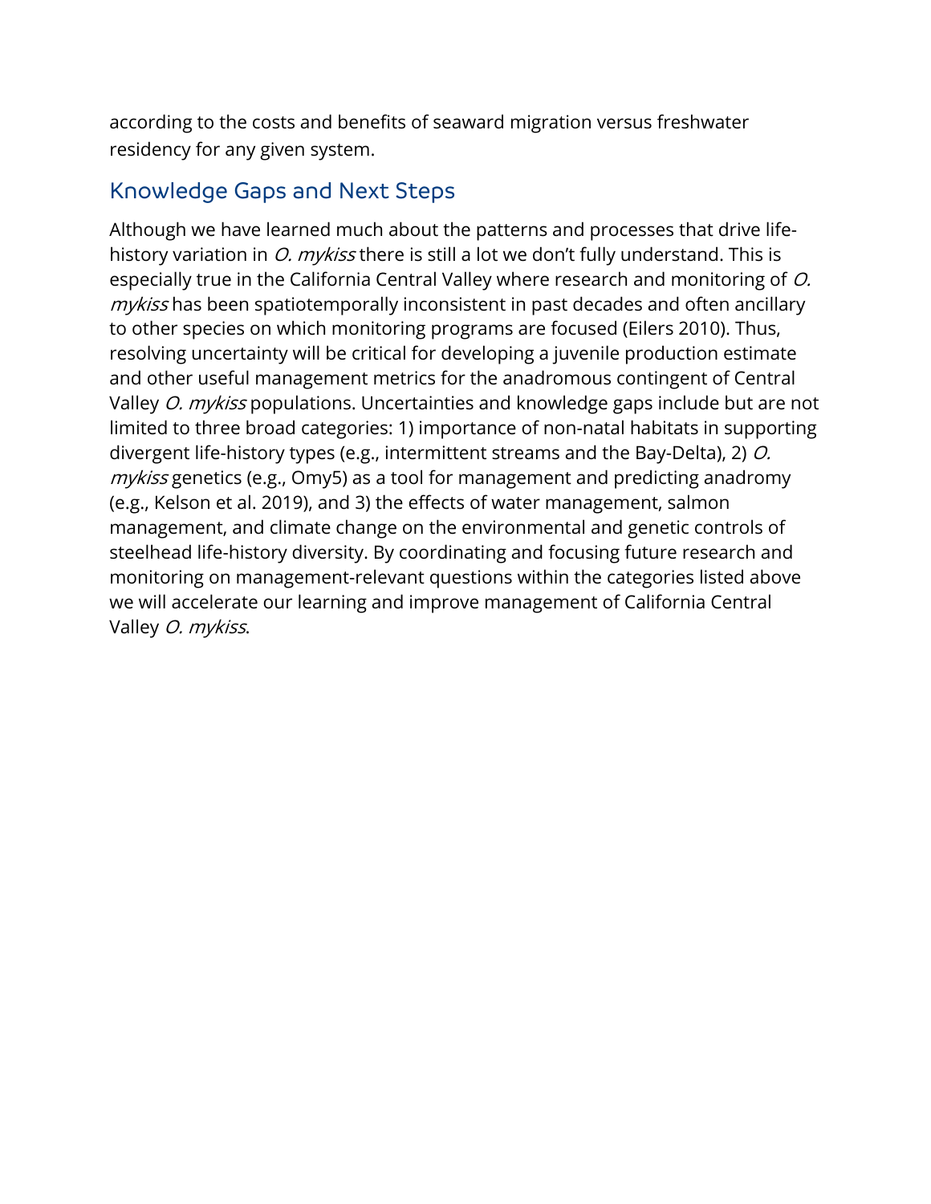according to the costs and benefits of seaward migration versus freshwater residency for any given system.

## Knowledge Gaps and Next Steps

Although we have learned much about the patterns and processes that drive life-history variation in *O. mykiss* there is still a lot we don't fully understand. This is especially true in the California Central Valley where research and monitoring of *O. mykiss* has been spatiotemporally inconsistent in past decades and often ancillary to other species on which monitoring programs are focused (Eilers 2010). Thus, resolving uncertainty will be critical for developing a juvenile production estimate and other useful management metrics for the anadromous contingent of Central Valley *O. mykiss* populations. Uncertainties and knowledge gaps include but are not limited to three broad categories: 1) importance of non-natal habitats in supporting divergent life-history types (e.g., intermittent streams and the Bay-Delta), 2) *O. mykiss* genetics (e.g., Omy5) as a tool for management and predicting anadromy (e.g., Kelson et al. 2019), and 3) the effects of water management, salmon management, and climate change on the environmental and genetic controls of steelhead life-history diversity. By coordinating and focusing future research and monitoring on management-relevant questions within the categories listed above we will accelerate our learning and improve management of California Central Valley *O. mykiss*.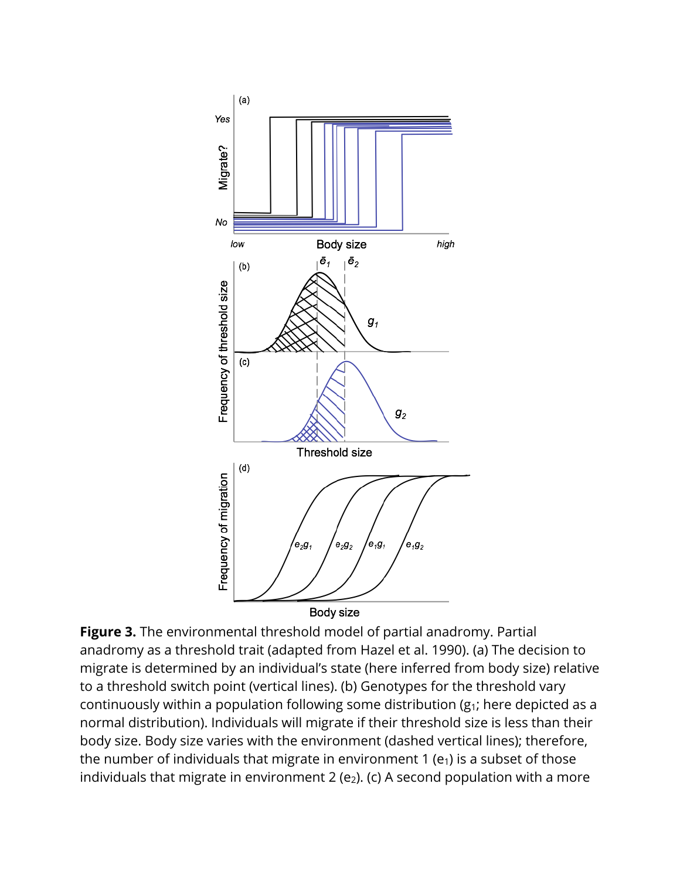(a)

Yes

Migrate?

No

low

Body size

high

$\bar{e}_1$ $\bar{e}_2$

(b)

$g_1$

Frequency of threshold size

(c)

$g_2$

Threshold size

(d)

Frequency of migration

$e_2g_1$ $e_2g_2$ $e_1g_1$ $e_1g_2$

Body size

**Figure 3.** The environmental threshold model of partial anadromy. Partial anadromy as a threshold trait (adapted from Hazel et al. 1990). (a) The decision to migrate is determined by an individual's state (here inferred from body size) relative to a threshold switch point (vertical lines). (b) Genotypes for the threshold vary continuously within a population following some distribution ($g_1$; here depicted as a normal distribution). Individuals will migrate if their threshold size is less than their body size. Body size varies with the environment (dashed vertical lines); therefore, the number of individuals that migrate in environment 1 ($e_1$) is a subset of those individuals that migrate in environment 2 ($e_2$). (c) A second population with a more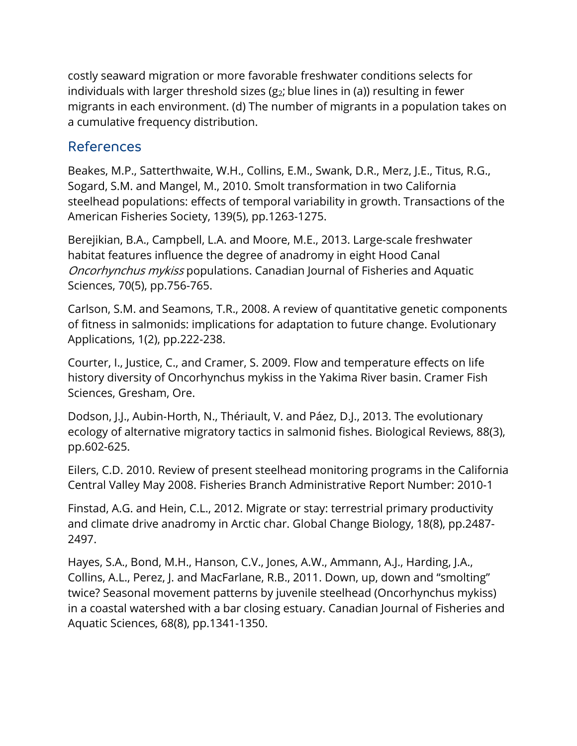costly seaward migration or more favorable freshwater conditions selects for individuals with larger threshold sizes ($g_2$; blue lines in (a)) resulting in fewer migrants in each environment. (d) The number of migrants in a population takes on a cumulative frequency distribution.

## References

Beakes, M.P., Satterthwaite, W.H., Collins, E.M., Swank, D.R., Merz, J.E., Titus, R.G., Sogard, S.M. and Mangel, M., 2010. Smolt transformation in two California steelhead populations: effects of temporal variability in growth. Transactions of the American Fisheries Society, 139(5), pp.1263-1275.

Berejikian, B.A., Campbell, L.A. and Moore, M.E., 2013. Large-scale freshwater habitat features influence the degree of anadromy in eight Hood Canal *Oncorhynchus mykiss* populations. Canadian Journal of Fisheries and Aquatic Sciences, 70(5), pp.756-765.

Carlson, S.M. and Seamons, T.R., 2008. A review of quantitative genetic components of fitness in salmonids: implications for adaptation to future change. Evolutionary Applications, 1(2), pp.222-238.

Courter, I., Justice, C., and Cramer, S. 2009. Flow and temperature effects on life history diversity of Oncorhynchus mykiss in the Yakima River basin. Cramer Fish Sciences, Gresham, Ore.

Dodson, J.J., Aubin-Horth, N., Thériault, V. and Páez, D.J., 2013. The evolutionary ecology of alternative migratory tactics in salmonid fishes. Biological Reviews, 88(3), pp.602-625.

Eilers, C.D. 2010. Review of present steelhead monitoring programs in the California Central Valley May 2008. Fisheries Branch Administrative Report Number: 2010-1

Finstad, A.G. and Hein, C.L., 2012. Migrate or stay: terrestrial primary productivity and climate drive anadromy in Arctic char. Global Change Biology, 18(8), pp.2487-2497.

Hayes, S.A., Bond, M.H., Hanson, C.V., Jones, A.W., Ammann, A.J., Harding, J.A., Collins, A.L., Perez, J. and MacFarlane, R.B., 2011. Down, up, down and "smolting" twice? Seasonal movement patterns by juvenile steelhead (Oncorhynchus mykiss) in a coastal watershed with a bar closing estuary. Canadian Journal of Fisheries and Aquatic Sciences, 68(8), pp.1341-1350.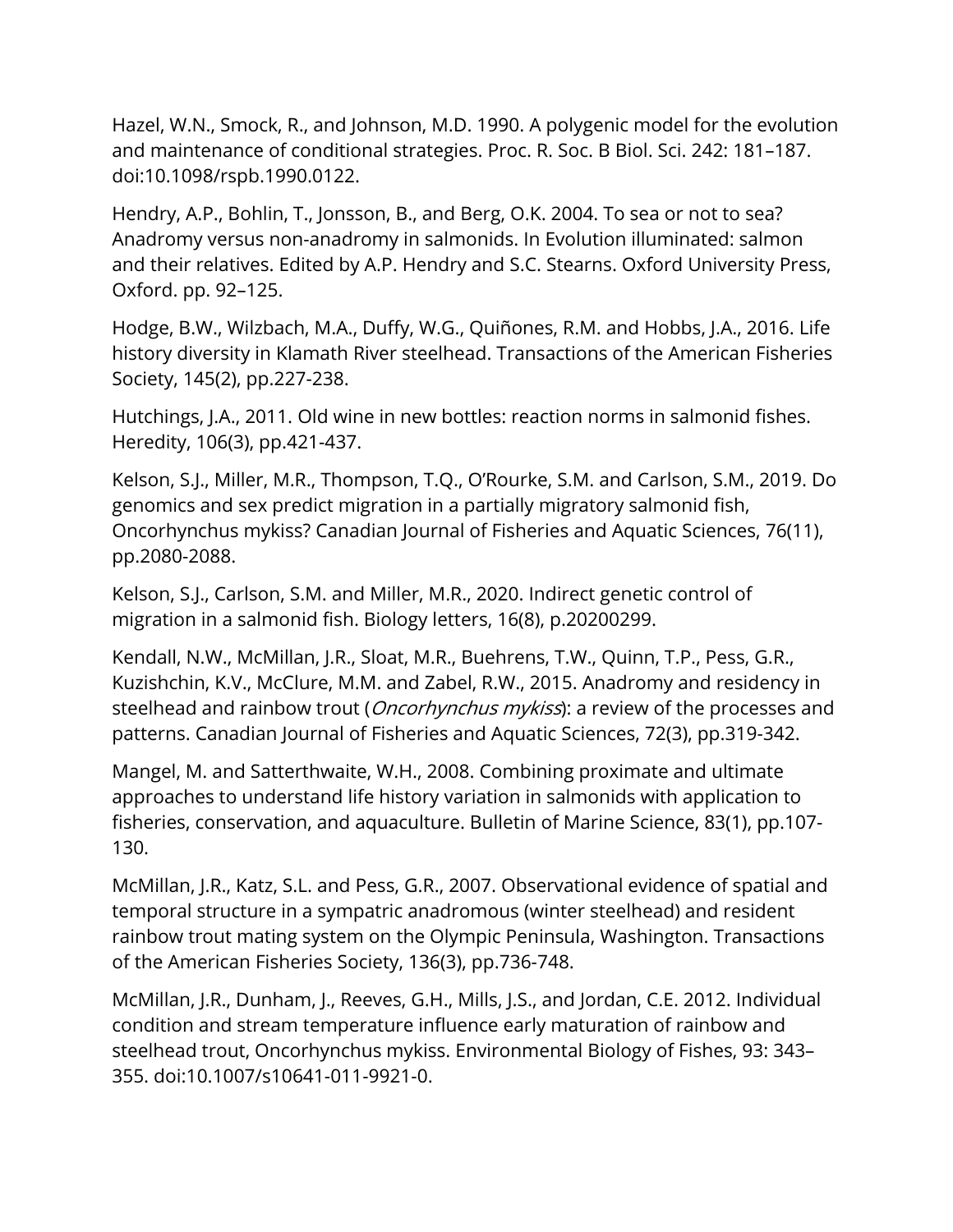Hazel, W.N., Smock, R., and Johnson, M.D. 1990. A polygenic model for the evolution and maintenance of conditional strategies. Proc. R. Soc. B Biol. Sci. 242: 181–187. doi:10.1098/rspb.1990.0122.

Hendry, A.P., Bohlin, T., Jonsson, B., and Berg, O.K. 2004. To sea or not to sea? Anadromy versus non-anadromy in salmonids. In Evolution illuminated: salmon and their relatives. Edited by A.P. Hendry and S.C. Stearns. Oxford University Press, Oxford. pp. 92–125.

Hodge, B.W., Wilzbach, M.A., Duffy, W.G., Quiñones, R.M. and Hobbs, J.A., 2016. Life history diversity in Klamath River steelhead. Transactions of the American Fisheries Society, 145(2), pp.227-238.

Hutchings, J.A., 2011. Old wine in new bottles: reaction norms in salmonid fishes. Heredity, 106(3), pp.421-437.

Kelson, S.J., Miller, M.R., Thompson, T.Q., O'Rourke, S.M. and Carlson, S.M., 2019. Do genomics and sex predict migration in a partially migratory salmonid fish, Oncorhynchus mykiss? Canadian Journal of Fisheries and Aquatic Sciences, 76(11), pp.2080-2088.

Kelson, S.J., Carlson, S.M. and Miller, M.R., 2020. Indirect genetic control of migration in a salmonid fish. Biology letters, 16(8), p.20200299.

Kendall, N.W., McMillan, J.R., Sloat, M.R., Buehrens, T.W., Quinn, T.P., Pess, G.R., Kuzishchin, K.V., McClure, M.M. and Zabel, R.W., 2015. Anadromy and residency in steelhead and rainbow trout (*Oncorhynchus mykiss*): a review of the processes and patterns. Canadian Journal of Fisheries and Aquatic Sciences, 72(3), pp.319-342.

Mangel, M. and Satterthwaite, W.H., 2008. Combining proximate and ultimate approaches to understand life history variation in salmonids with application to fisheries, conservation, and aquaculture. Bulletin of Marine Science, 83(1), pp.107-130.

McMillan, J.R., Katz, S.L. and Pess, G.R., 2007. Observational evidence of spatial and temporal structure in a sympatric anadromous (winter steelhead) and resident rainbow trout mating system on the Olympic Peninsula, Washington. Transactions of the American Fisheries Society, 136(3), pp.736-748.

McMillan, J.R., Dunham, J., Reeves, G.H., Mills, J.S., and Jordan, C.E. 2012. Individual condition and stream temperature influence early maturation of rainbow and steelhead trout, Oncorhynchus mykiss. Environmental Biology of Fishes, 93: 343–355. doi:10.1007/s10641-011-9921-0.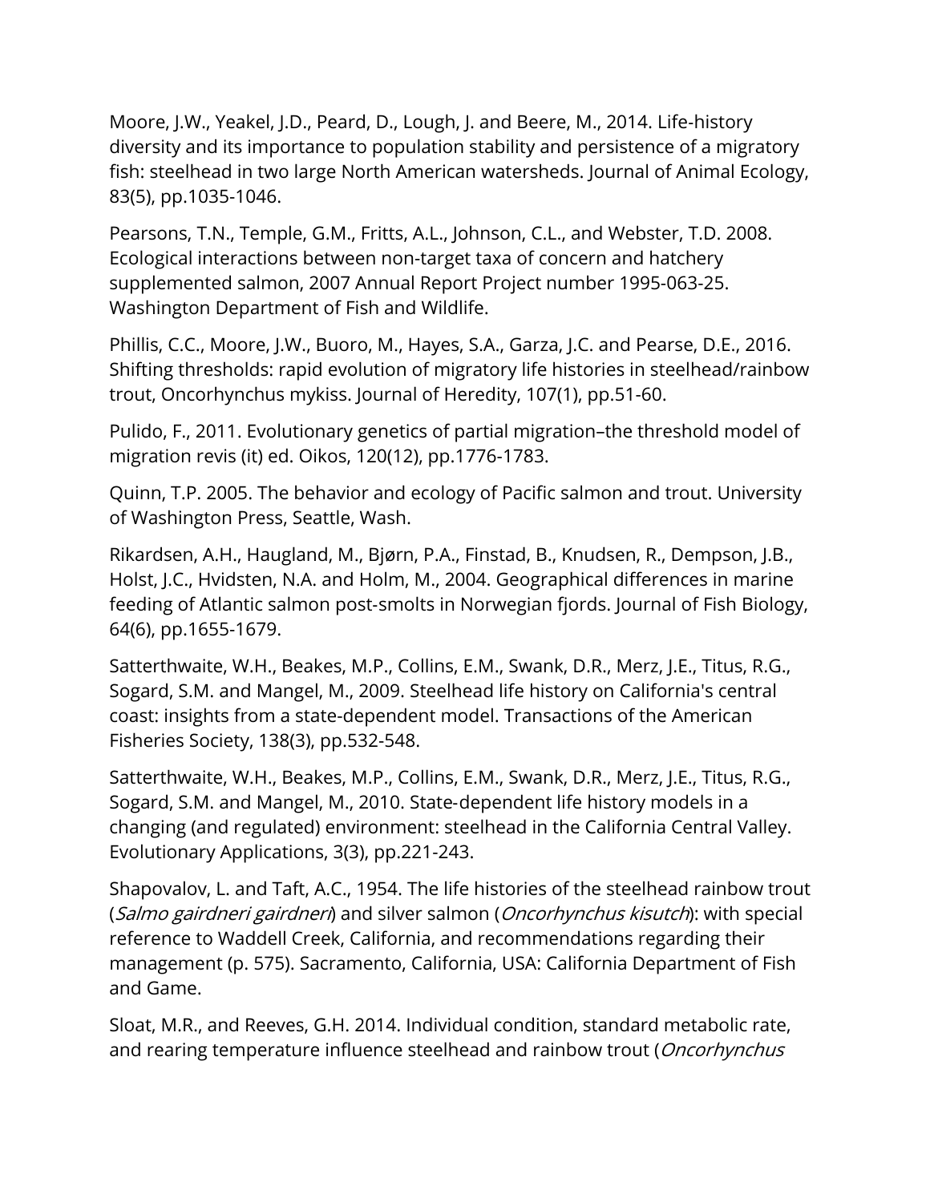Moore, J.W., Yeakel, J.D., Peard, D., Lough, J. and Beere, M., 2014. Life-history diversity and its importance to population stability and persistence of a migratory fish: steelhead in two large North American watersheds. Journal of Animal Ecology, 83(5), pp.1035-1046.

Pearsons, T.N., Temple, G.M., Fritts, A.L., Johnson, C.L., and Webster, T.D. 2008. Ecological interactions between non-target taxa of concern and hatchery supplemented salmon, 2007 Annual Report Project number 1995-063-25. Washington Department of Fish and Wildlife.

Phillis, C.C., Moore, J.W., Buoro, M., Hayes, S.A., Garza, J.C. and Pearse, D.E., 2016. Shifting thresholds: rapid evolution of migratory life histories in steelhead/rainbow trout, Oncorhynchus mykiss. Journal of Heredity, 107(1), pp.51-60.

Pulido, F., 2011. Evolutionary genetics of partial migration–the threshold model of migration revis (it) ed. Oikos, 120(12), pp.1776-1783.

Quinn, T.P. 2005. The behavior and ecology of Pacific salmon and trout. University of Washington Press, Seattle, Wash.

Rikardsen, A.H., Haugland, M., Bjørn, P.A., Finstad, B., Knudsen, R., Dempson, J.B., Holst, J.C., Hvidsten, N.A. and Holm, M., 2004. Geographical differences in marine feeding of Atlantic salmon post-smolts in Norwegian fjords. Journal of Fish Biology, 64(6), pp.1655-1679.

Satterthwaite, W.H., Beakes, M.P., Collins, E.M., Swank, D.R., Merz, J.E., Titus, R.G., Sogard, S.M. and Mangel, M., 2009. Steelhead life history on California's central coast: insights from a state-dependent model. Transactions of the American Fisheries Society, 138(3), pp.532-548.

Satterthwaite, W.H., Beakes, M.P., Collins, E.M., Swank, D.R., Merz, J.E., Titus, R.G., Sogard, S.M. and Mangel, M., 2010. State-dependent life history models in a changing (and regulated) environment: steelhead in the California Central Valley. Evolutionary Applications, 3(3), pp.221-243.

Shapovalov, L. and Taft, A.C., 1954. The life histories of the steelhead rainbow trout (*Salmo gairdneri gairdneri*) and silver salmon (*Oncorhynchus kisutch*): with special reference to Waddell Creek, California, and recommendations regarding their management (p. 575). Sacramento, California, USA: California Department of Fish and Game.

Sloat, M.R., and Reeves, G.H. 2014. Individual condition, standard metabolic rate, and rearing temperature influence steelhead and rainbow trout (*Oncorhynchus*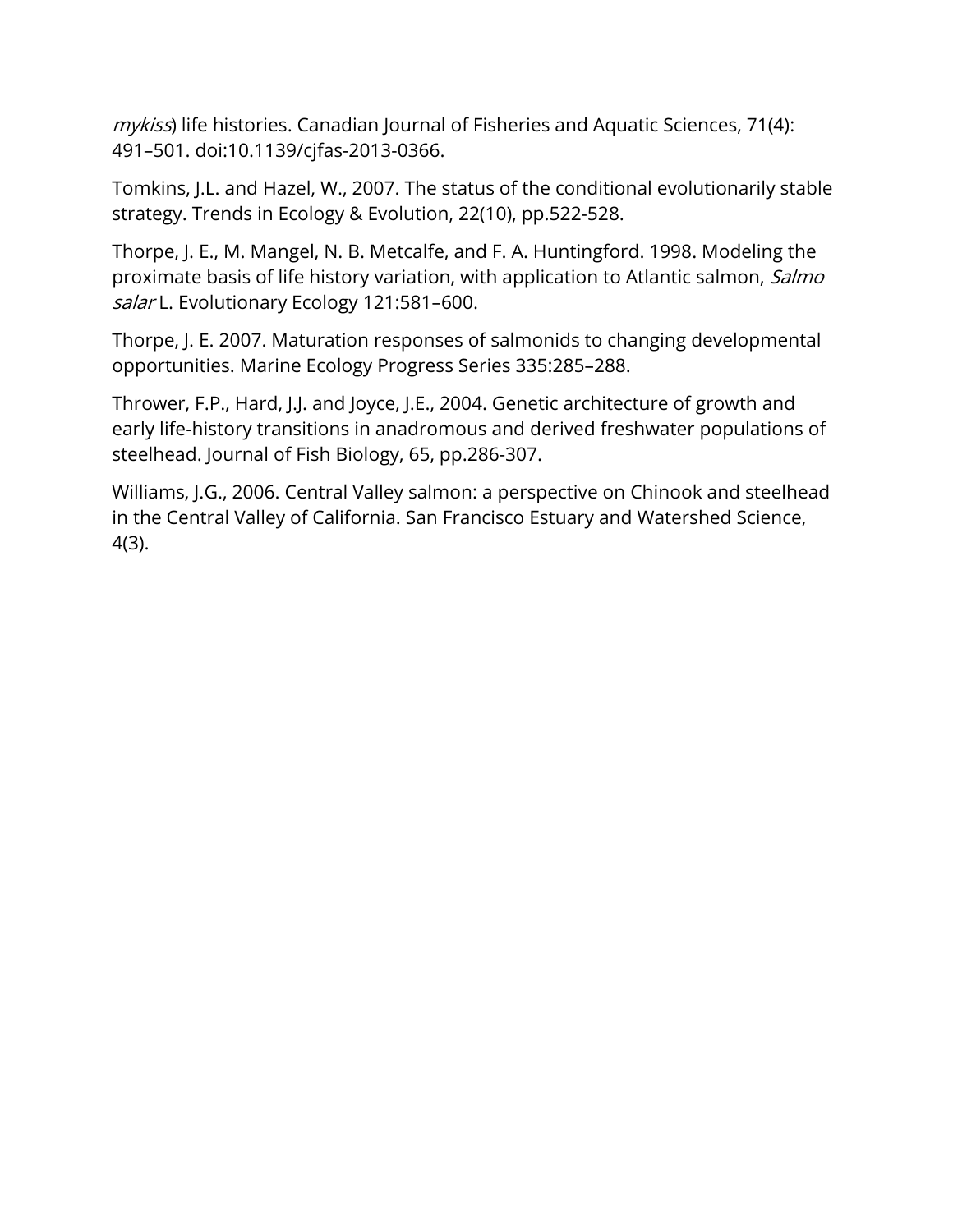*mykiss*) life histories. Canadian Journal of Fisheries and Aquatic Sciences, 71(4): 491–501. doi:10.1139/cjfas-2013-0366.

Tomkins, J.L. and Hazel, W., 2007. The status of the conditional evolutionarily stable strategy. Trends in Ecology & Evolution, 22(10), pp.522-528.

Thorpe, J. E., M. Mangel, N. B. Metcalfe, and F. A. Huntingford. 1998. Modeling the proximate basis of life history variation, with application to Atlantic salmon, *Salmo salar* L. Evolutionary Ecology 121:581–600.

Thorpe, J. E. 2007. Maturation responses of salmonids to changing developmental opportunities. Marine Ecology Progress Series 335:285–288.

Thrower, F.P., Hard, J.J. and Joyce, J.E., 2004. Genetic architecture of growth and early life-history transitions in anadromous and derived freshwater populations of steelhead. Journal of Fish Biology, 65, pp.286-307.

Williams, J.G., 2006. Central Valley salmon: a perspective on Chinook and steelhead in the Central Valley of California. San Francisco Estuary and Watershed Science, 4(3).